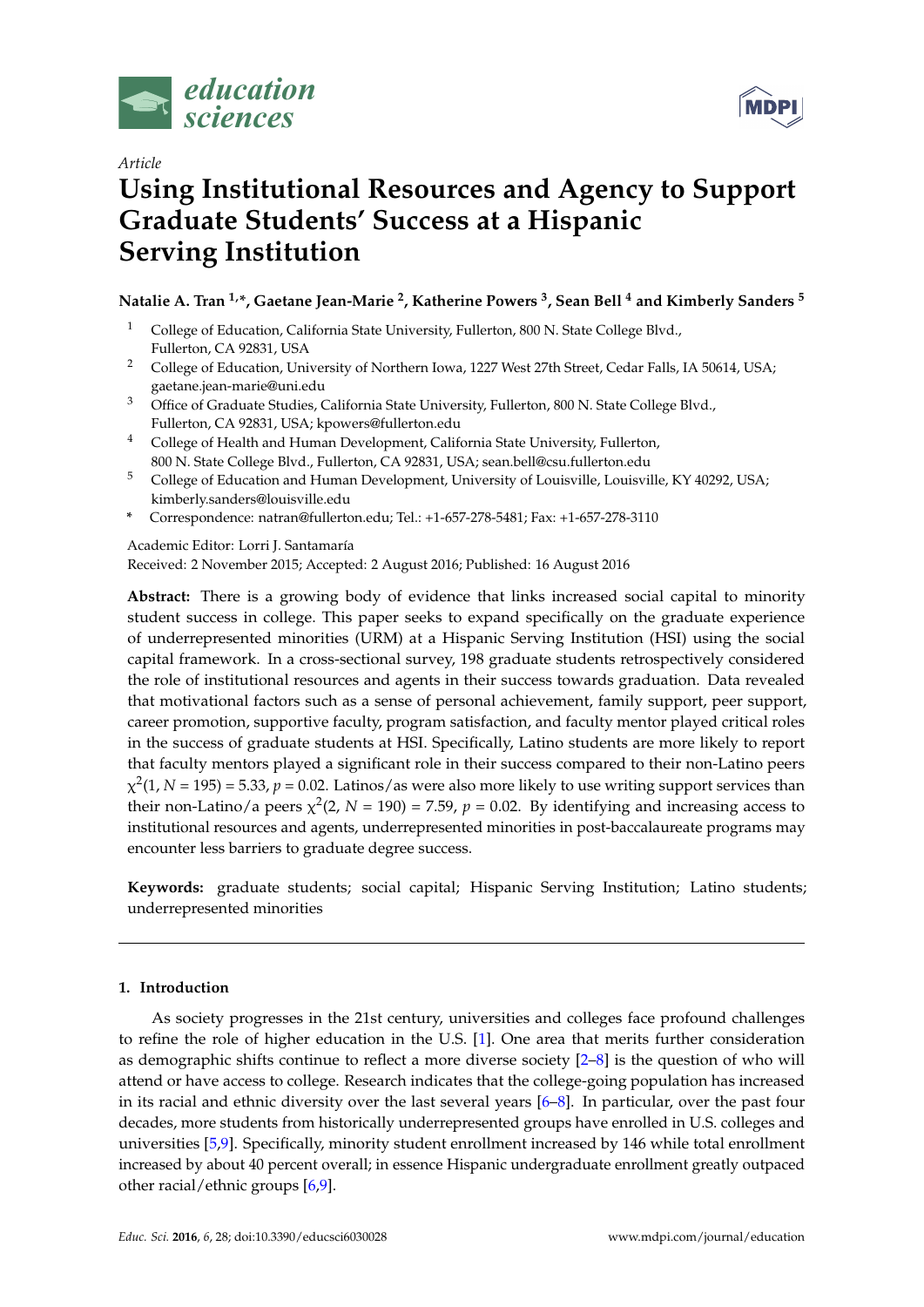*education sciences*

Article

# Using Institutional Resources and Agency to Support Graduate Students' Success at a Hispanic Serving Institution

**Natalie A. Tran [1,*], Gaetane Jean-Marie [2], Katherine Powers [3], Sean Bell [4] and Kimberly Sanders [5]**

1. College of Education, California State University, Fullerton, 800 N. State College Blvd., Fullerton, CA 92831, USA
2. College of Education, University of Northern Iowa, 1227 West 27th Street, Cedar Falls, IA 50614, USA; gaetane.jean-marie@uni.edu
3. Office of Graduate Studies, California State University, Fullerton, 800 N. State College Blvd., Fullerton, CA 92831, USA; kpowers@fullerton.edu
4. College of Health and Human Development, California State University, Fullerton, 800 N. State College Blvd., Fullerton, CA 92831, USA; sean.bell@csu.fullerton.edu
5. College of Education and Human Development, University of Louisville, Louisville, KY 40292, USA; kimberly.sanders@louisville.edu

\* Correspondence: natran@fullerton.edu; Tel.: +1-657-278-5481; Fax: +1-657-278-3110

Academic Editor: Lorri J. Santamaría

Received: 2 November 2015; Accepted: 2 August 2016; Published: 16 August 2016

**Abstract:** There is a growing body of evidence that links increased social capital to minority student success in college. This paper seeks to expand specifically on the graduate experience of underrepresented minorities (URM) at a Hispanic Serving Institution (HSI) using the social capital framework. In a cross-sectional survey, 198 graduate students retrospectively considered the role of institutional resources and agents in their success towards graduation. Data revealed that motivational factors such as a sense of personal achievement, family support, peer support, career promotion, supportive faculty, program satisfaction, and faculty mentor played critical roles in the success of graduate students at HSI. Specifically, Latino students are more likely to report that faculty mentors played a significant role in their success compared to their non-Latino peers $\chi^2(1, N = 195) = 5.33$, $p = 0.02$. Latinos/as were also more likely to use writing support services than their non-Latino/a peers $\chi^2(2, N = 190) = 7.59$, $p = 0.02$. By identifying and increasing access to institutional resources and agents, underrepresented minorities in post-baccalaureate programs may encounter less barriers to graduate degree success.

**Keywords:** graduate students; social capital; Hispanic Serving Institution; Latino students; underrepresented minorities

## 1. Introduction

As society progresses in the 21st century, universities and colleges face profound challenges to refine the role of higher education in the U.S. [1]. One area that merits further consideration as demographic shifts continue to reflect a more diverse society [2–8] is the question of who will attend or have access to college. Research indicates that the college-going population has increased in its racial and ethnic diversity over the last several years [6–8]. In particular, over the past four decades, more students from historically underrepresented groups have enrolled in U.S. colleges and universities [5,9]. Specifically, minority student enrollment increased by 146 while total enrollment increased by about 40 percent overall; in essence Hispanic undergraduate enrollment greatly outpaced other racial/ethnic groups [6,9].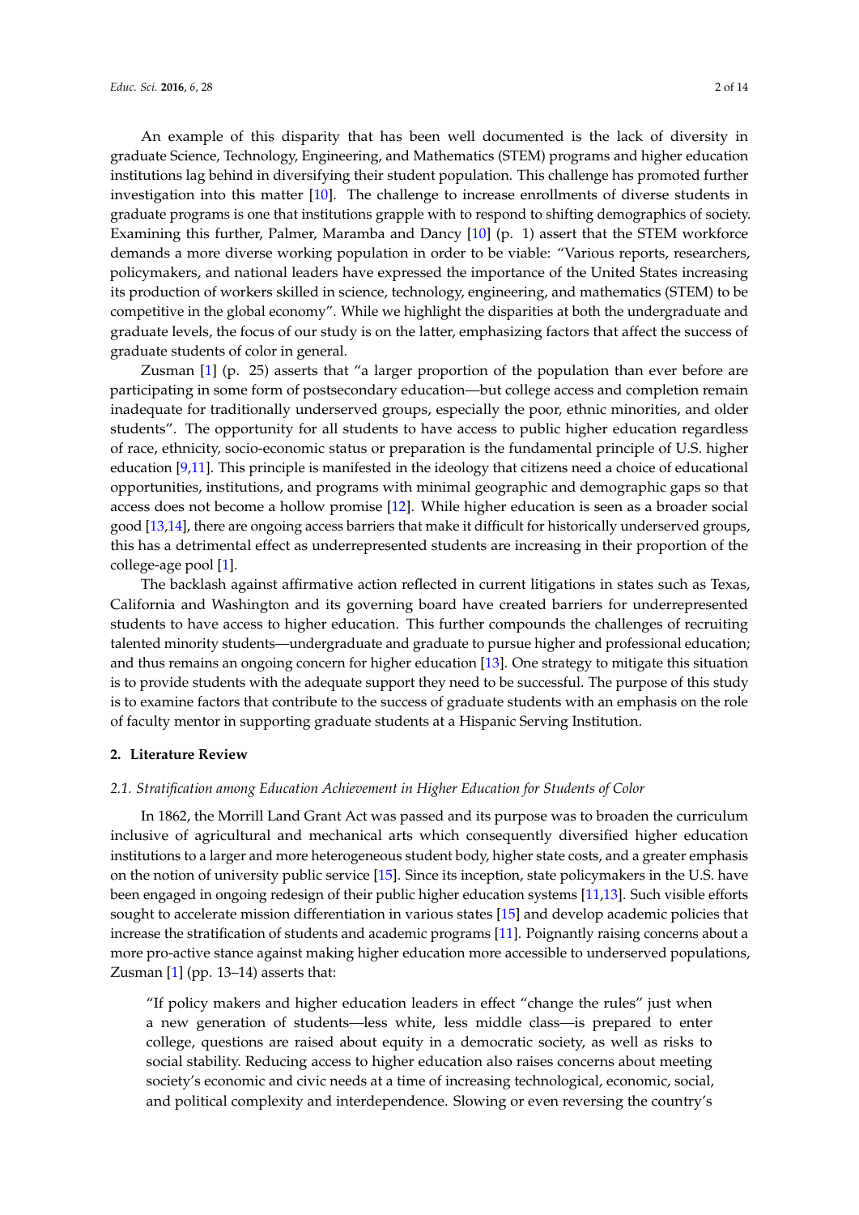An example of this disparity that has been well documented is the lack of diversity in graduate Science, Technology, Engineering, and Mathematics (STEM) programs and higher education institutions lag behind in diversifying their student population. This challenge has promoted further investigation into this matter [10]. The challenge to increase enrollments of diverse students in graduate programs is one that institutions grapple with to respond to shifting demographics of society. Examining this further, Palmer, Maramba and Dancy [10] (p. 1) assert that the STEM workforce demands a more diverse working population in order to be viable: "Various reports, researchers, policymakers, and national leaders have expressed the importance of the United States increasing its production of workers skilled in science, technology, engineering, and mathematics (STEM) to be competitive in the global economy". While we highlight the disparities at both the undergraduate and graduate levels, the focus of our study is on the latter, emphasizing factors that affect the success of graduate students of color in general.

Zusman [1] (p. 25) asserts that "a larger proportion of the population than ever before are participating in some form of postsecondary education—but college access and completion remain inadequate for traditionally underserved groups, especially the poor, ethnic minorities, and older students". The opportunity for all students to have access to public higher education regardless of race, ethnicity, socio-economic status or preparation is the fundamental principle of U.S. higher education [9,11]. This principle is manifested in the ideology that citizens need a choice of educational opportunities, institutions, and programs with minimal geographic and demographic gaps so that access does not become a hollow promise [12]. While higher education is seen as a broader social good [13,14], there are ongoing access barriers that make it difficult for historically underserved groups, this has a detrimental effect as underrepresented students are increasing in their proportion of the college-age pool [1].

The backlash against affirmative action reflected in current litigations in states such as Texas, California and Washington and its governing board have created barriers for underrepresented students to have access to higher education. This further compounds the challenges of recruiting talented minority students—undergraduate and graduate to pursue higher and professional education; and thus remains an ongoing concern for higher education [13]. One strategy to mitigate this situation is to provide students with the adequate support they need to be successful. The purpose of this study is to examine factors that contribute to the success of graduate students with an emphasis on the role of faculty mentor in supporting graduate students at a Hispanic Serving Institution.

## 2. Literature Review

### 2.1. Stratification among Education Achievement in Higher Education for Students of Color

In 1862, the Morrill Land Grant Act was passed and its purpose was to broaden the curriculum inclusive of agricultural and mechanical arts which consequently diversified higher education institutions to a larger and more heterogeneous student body, higher state costs, and a greater emphasis on the notion of university public service [15]. Since its inception, state policymakers in the U.S. have been engaged in ongoing redesign of their public higher education systems [11,13]. Such visible efforts sought to accelerate mission differentiation in various states [15] and develop academic policies that increase the stratification of students and academic programs [11]. Poignantly raising concerns about a more pro-active stance against making higher education more accessible to underserved populations, Zusman [1] (pp. 13–14) asserts that:

> "If policy makers and higher education leaders in effect "change the rules" just when a new generation of students—less white, less middle class—is prepared to enter college, questions are raised about equity in a democratic society, as well as risks to social stability. Reducing access to higher education also raises concerns about meeting society's economic and civic needs at a time of increasing technological, economic, social, and political complexity and interdependence. Slowing or even reversing the country's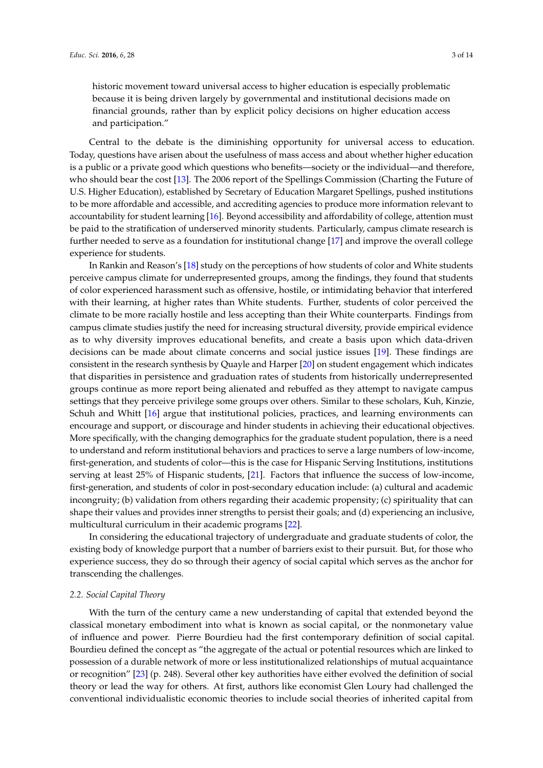historic movement toward universal access to higher education is especially problematic because it is being driven largely by governmental and institutional decisions made on financial grounds, rather than by explicit policy decisions on higher education access and participation."

Central to the debate is the diminishing opportunity for universal access to education. Today, questions have arisen about the usefulness of mass access and about whether higher education is a public or a private good which questions who benefits—society or the individual—and therefore, who should bear the cost [13]. The 2006 report of the Spellings Commission (Charting the Future of U.S. Higher Education), established by Secretary of Education Margaret Spellings, pushed institutions to be more affordable and accessible, and accrediting agencies to produce more information relevant to accountability for student learning [16]. Beyond accessibility and affordability of college, attention must be paid to the stratification of underserved minority students. Particularly, campus climate research is further needed to serve as a foundation for institutional change [17] and improve the overall college experience for students.

In Rankin and Reason's [18] study on the perceptions of how students of color and White students perceive campus climate for underrepresented groups, among the findings, they found that students of color experienced harassment such as offensive, hostile, or intimidating behavior that interfered with their learning, at higher rates than White students. Further, students of color perceived the climate to be more racially hostile and less accepting than their White counterparts. Findings from campus climate studies justify the need for increasing structural diversity, provide empirical evidence as to why diversity improves educational benefits, and create a basis upon which data-driven decisions can be made about climate concerns and social justice issues [19]. These findings are consistent in the research synthesis by Quayle and Harper [20] on student engagement which indicates that disparities in persistence and graduation rates of students from historically underrepresented groups continue as more report being alienated and rebuffed as they attempt to navigate campus settings that they perceive privilege some groups over others. Similar to these scholars, Kuh, Kinzie, Schuh and Whitt [16] argue that institutional policies, practices, and learning environments can encourage and support, or discourage and hinder students in achieving their educational objectives. More specifically, with the changing demographics for the graduate student population, there is a need to understand and reform institutional behaviors and practices to serve a large numbers of low-income, first-generation, and students of color—this is the case for Hispanic Serving Institutions, institutions serving at least 25% of Hispanic students, [21]. Factors that influence the success of low-income, first-generation, and students of color in post-secondary education include: (a) cultural and academic incongruity; (b) validation from others regarding their academic propensity; (c) spirituality that can shape their values and provides inner strengths to persist their goals; and (d) experiencing an inclusive, multicultural curriculum in their academic programs [22].

In considering the educational trajectory of undergraduate and graduate students of color, the existing body of knowledge purport that a number of barriers exist to their pursuit. But, for those who experience success, they do so through their agency of social capital which serves as the anchor for transcending the challenges.

### *2.2. Social Capital Theory*

With the turn of the century came a new understanding of capital that extended beyond the classical monetary embodiment into what is known as social capital, or the nonmonetary value of influence and power. Pierre Bourdieu had the first contemporary definition of social capital. Bourdieu defined the concept as "the aggregate of the actual or potential resources which are linked to possession of a durable network of more or less institutionalized relationships of mutual acquaintance or recognition" [23] (p. 248). Several other key authorities have either evolved the definition of social theory or lead the way for others. At first, authors like economist Glen Loury had challenged the conventional individualistic economic theories to include social theories of inherited capital from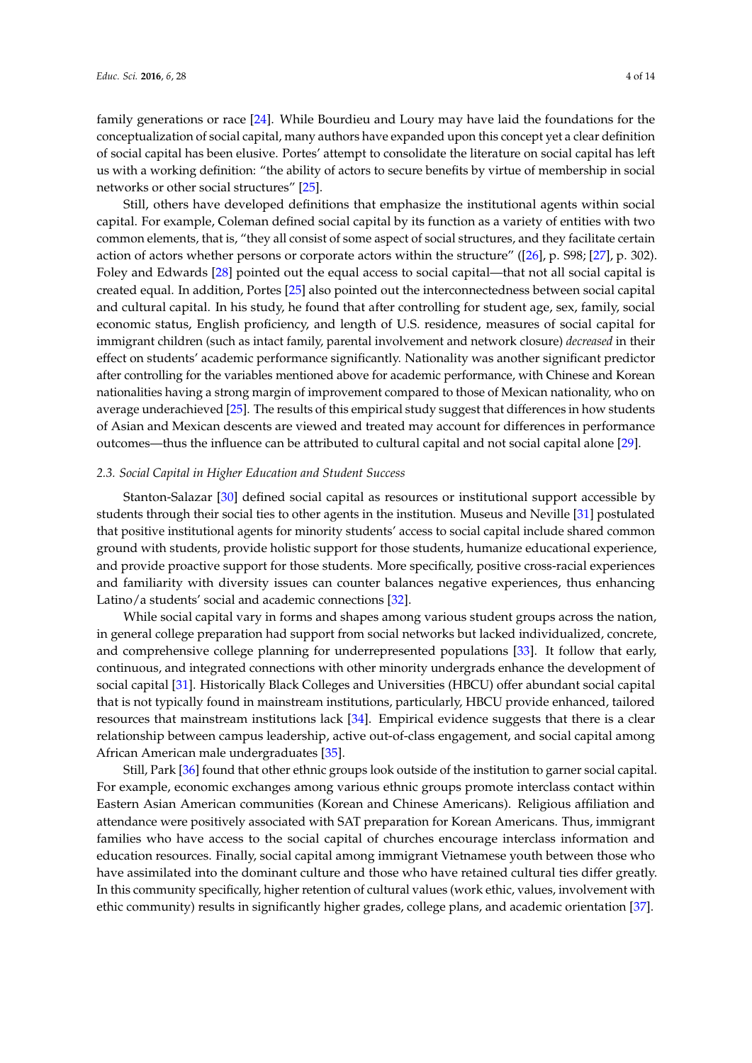family generations or race [24]. While Bourdieu and Loury may have laid the foundations for the conceptualization of social capital, many authors have expanded upon this concept yet a clear definition of social capital has been elusive. Portes' attempt to consolidate the literature on social capital has left us with a working definition: "the ability of actors to secure benefits by virtue of membership in social networks or other social structures" [25].

Still, others have developed definitions that emphasize the institutional agents within social capital. For example, Coleman defined social capital by its function as a variety of entities with two common elements, that is, "they all consist of some aspect of social structures, and they facilitate certain action of actors whether persons or corporate actors within the structure" ([26], p. S98; [27], p. 302). Foley and Edwards [28] pointed out the equal access to social capital—that not all social capital is created equal. In addition, Portes [25] also pointed out the interconnectedness between social capital and cultural capital. In his study, he found that after controlling for student age, sex, family, social economic status, English proficiency, and length of U.S. residence, measures of social capital for immigrant children (such as intact family, parental involvement and network closure) *decreased* in their effect on students' academic performance significantly. Nationality was another significant predictor after controlling for the variables mentioned above for academic performance, with Chinese and Korean nationalities having a strong margin of improvement compared to those of Mexican nationality, who on average underachieved [25]. The results of this empirical study suggest that differences in how students of Asian and Mexican descents are viewed and treated may account for differences in performance outcomes—thus the influence can be attributed to cultural capital and not social capital alone [29].

### *2.3. Social Capital in Higher Education and Student Success*

Stanton-Salazar [30] defined social capital as resources or institutional support accessible by students through their social ties to other agents in the institution. Museus and Neville [31] postulated that positive institutional agents for minority students' access to social capital include shared common ground with students, provide holistic support for those students, humanize educational experience, and provide proactive support for those students. More specifically, positive cross-racial experiences and familiarity with diversity issues can counter balances negative experiences, thus enhancing Latino/a students' social and academic connections [32].

While social capital vary in forms and shapes among various student groups across the nation, in general college preparation had support from social networks but lacked individualized, concrete, and comprehensive college planning for underrepresented populations [33]. It follow that early, continuous, and integrated connections with other minority undergrads enhance the development of social capital [31]. Historically Black Colleges and Universities (HBCU) offer abundant social capital that is not typically found in mainstream institutions, particularly, HBCU provide enhanced, tailored resources that mainstream institutions lack [34]. Empirical evidence suggests that there is a clear relationship between campus leadership, active out-of-class engagement, and social capital among African American male undergraduates [35].

Still, Park [36] found that other ethnic groups look outside of the institution to garner social capital. For example, economic exchanges among various ethnic groups promote interclass contact within Eastern Asian American communities (Korean and Chinese Americans). Religious affiliation and attendance were positively associated with SAT preparation for Korean Americans. Thus, immigrant families who have access to the social capital of churches encourage interclass information and education resources. Finally, social capital among immigrant Vietnamese youth between those who have assimilated into the dominant culture and those who have retained cultural ties differ greatly. In this community specifically, higher retention of cultural values (work ethic, values, involvement with ethic community) results in significantly higher grades, college plans, and academic orientation [37].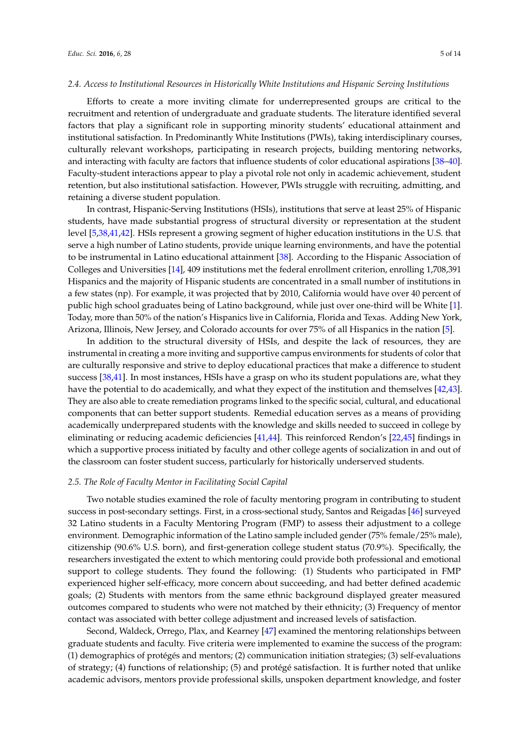### 2.4. Access to Institutional Resources in Historically White Institutions and Hispanic Serving Institutions

Efforts to create a more inviting climate for underrepresented groups are critical to the recruitment and retention of undergraduate and graduate students. The literature identified several factors that play a significant role in supporting minority students' educational attainment and institutional satisfaction. In Predominantly White Institutions (PWIs), taking interdisciplinary courses, culturally relevant workshops, participating in research projects, building mentoring networks, and interacting with faculty are factors that influence students of color educational aspirations [38–40]. Faculty-student interactions appear to play a pivotal role not only in academic achievement, student retention, but also institutional satisfaction. However, PWIs struggle with recruiting, admitting, and retaining a diverse student population.

In contrast, Hispanic-Serving Institutions (HSIs), institutions that serve at least 25% of Hispanic students, have made substantial progress of structural diversity or representation at the student level [5,38,41,42]. HSIs represent a growing segment of higher education institutions in the U.S. that serve a high number of Latino students, provide unique learning environments, and have the potential to be instrumental in Latino educational attainment [38]. According to the Hispanic Association of Colleges and Universities [14], 409 institutions met the federal enrollment criterion, enrolling 1,708,391 Hispanics and the majority of Hispanic students are concentrated in a small number of institutions in a few states (np). For example, it was projected that by 2010, California would have over 40 percent of public high school graduates being of Latino background, while just over one-third will be White [1]. Today, more than 50% of the nation's Hispanics live in California, Florida and Texas. Adding New York, Arizona, Illinois, New Jersey, and Colorado accounts for over 75% of all Hispanics in the nation [5].

In addition to the structural diversity of HSIs, and despite the lack of resources, they are instrumental in creating a more inviting and supportive campus environments for students of color that are culturally responsive and strive to deploy educational practices that make a difference to student success [38,41]. In most instances, HSIs have a grasp on who its student populations are, what they have the potential to do academically, and what they expect of the institution and themselves [42,43]. They are also able to create remediation programs linked to the specific social, cultural, and educational components that can better support students. Remedial education serves as a means of providing academically underprepared students with the knowledge and skills needed to succeed in college by eliminating or reducing academic deficiencies [41,44]. This reinforced Rendon's [22,45] findings in which a supportive process initiated by faculty and other college agents of socialization in and out of the classroom can foster student success, particularly for historically underserved students.

### 2.5. The Role of Faculty Mentor in Facilitating Social Capital

Two notable studies examined the role of faculty mentoring program in contributing to student success in post-secondary settings. First, in a cross-sectional study, Santos and Reigadas [46] surveyed 32 Latino students in a Faculty Mentoring Program (FMP) to assess their adjustment to a college environment. Demographic information of the Latino sample included gender (75% female/25% male), citizenship (90.6% U.S. born), and first-generation college student status (70.9%). Specifically, the researchers investigated the extent to which mentoring could provide both professional and emotional support to college students. They found the following: (1) Students who participated in FMP experienced higher self-efficacy, more concern about succeeding, and had better defined academic goals; (2) Students with mentors from the same ethnic background displayed greater measured outcomes compared to students who were not matched by their ethnicity; (3) Frequency of mentor contact was associated with better college adjustment and increased levels of satisfaction.

Second, Waldeck, Orrego, Plax, and Kearney [47] examined the mentoring relationships between graduate students and faculty. Five criteria were implemented to examine the success of the program: (1) demographics of protégés and mentors; (2) communication initiation strategies; (3) self-evaluations of strategy; (4) functions of relationship; (5) and protégé satisfaction. It is further noted that unlike academic advisors, mentors provide professional skills, unspoken department knowledge, and foster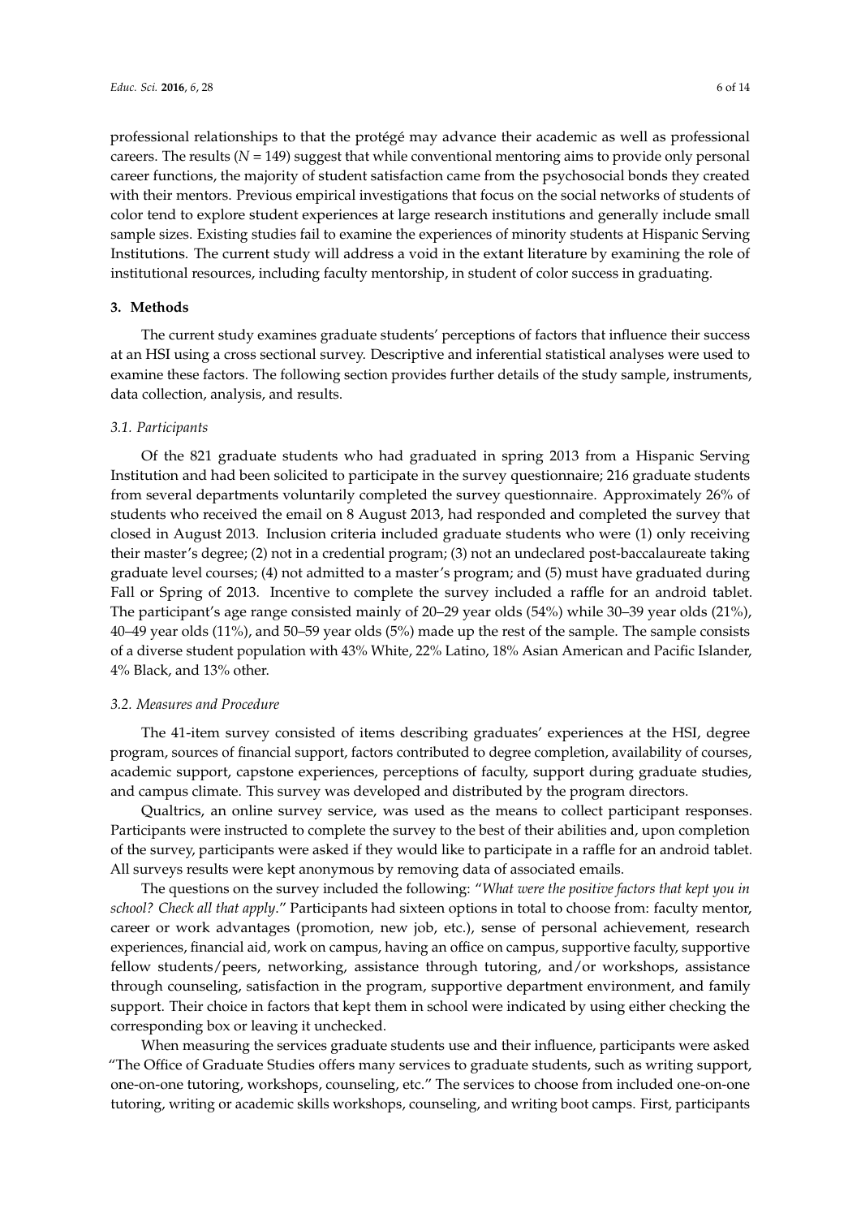professional relationships to that the protégé may advance their academic as well as professional careers. The results ($N = 149$) suggest that while conventional mentoring aims to provide only personal career functions, the majority of student satisfaction came from the psychosocial bonds they created with their mentors. Previous empirical investigations that focus on the social networks of students of color tend to explore student experiences at large research institutions and generally include small sample sizes. Existing studies fail to examine the experiences of minority students at Hispanic Serving Institutions. The current study will address a void in the extant literature by examining the role of institutional resources, including faculty mentorship, in student of color success in graduating.

## 3. Methods

The current study examines graduate students' perceptions of factors that influence their success at an HSI using a cross sectional survey. Descriptive and inferential statistical analyses were used to examine these factors. The following section provides further details of the study sample, instruments, data collection, analysis, and results.

### *3.1. Participants*

Of the 821 graduate students who had graduated in spring 2013 from a Hispanic Serving Institution and had been solicited to participate in the survey questionnaire; 216 graduate students from several departments voluntarily completed the survey questionnaire. Approximately 26% of students who received the email on 8 August 2013, had responded and completed the survey that closed in August 2013. Inclusion criteria included graduate students who were (1) only receiving their master's degree; (2) not in a credential program; (3) not an undeclared post-baccalaureate taking graduate level courses; (4) not admitted to a master's program; and (5) must have graduated during Fall or Spring of 2013. Incentive to complete the survey included a raffle for an android tablet. The participant's age range consisted mainly of 20–29 year olds (54%) while 30–39 year olds (21%), 40–49 year olds (11%), and 50–59 year olds (5%) made up the rest of the sample. The sample consists of a diverse student population with 43% White, 22% Latino, 18% Asian American and Pacific Islander, 4% Black, and 13% other.

### *3.2. Measures and Procedure*

The 41-item survey consisted of items describing graduates' experiences at the HSI, degree program, sources of financial support, factors contributed to degree completion, availability of courses, academic support, capstone experiences, perceptions of faculty, support during graduate studies, and campus climate. This survey was developed and distributed by the program directors.

Qualtrics, an online survey service, was used as the means to collect participant responses. Participants were instructed to complete the survey to the best of their abilities and, upon completion of the survey, participants were asked if they would like to participate in a raffle for an android tablet. All surveys results were kept anonymous by removing data of associated emails.

The questions on the survey included the following: "*What were the positive factors that kept you in school? Check all that apply*." Participants had sixteen options in total to choose from: faculty mentor, career or work advantages (promotion, new job, etc.), sense of personal achievement, research experiences, financial aid, work on campus, having an office on campus, supportive faculty, supportive fellow students/peers, networking, assistance through tutoring, and/or workshops, assistance through counseling, satisfaction in the program, supportive department environment, and family support. Their choice in factors that kept them in school were indicated by using either checking the corresponding box or leaving it unchecked.

When measuring the services graduate students use and their influence, participants were asked "The Office of Graduate Studies offers many services to graduate students, such as writing support, one-on-one tutoring, workshops, counseling, etc." The services to choose from included one-on-one tutoring, writing or academic skills workshops, counseling, and writing boot camps. First, participants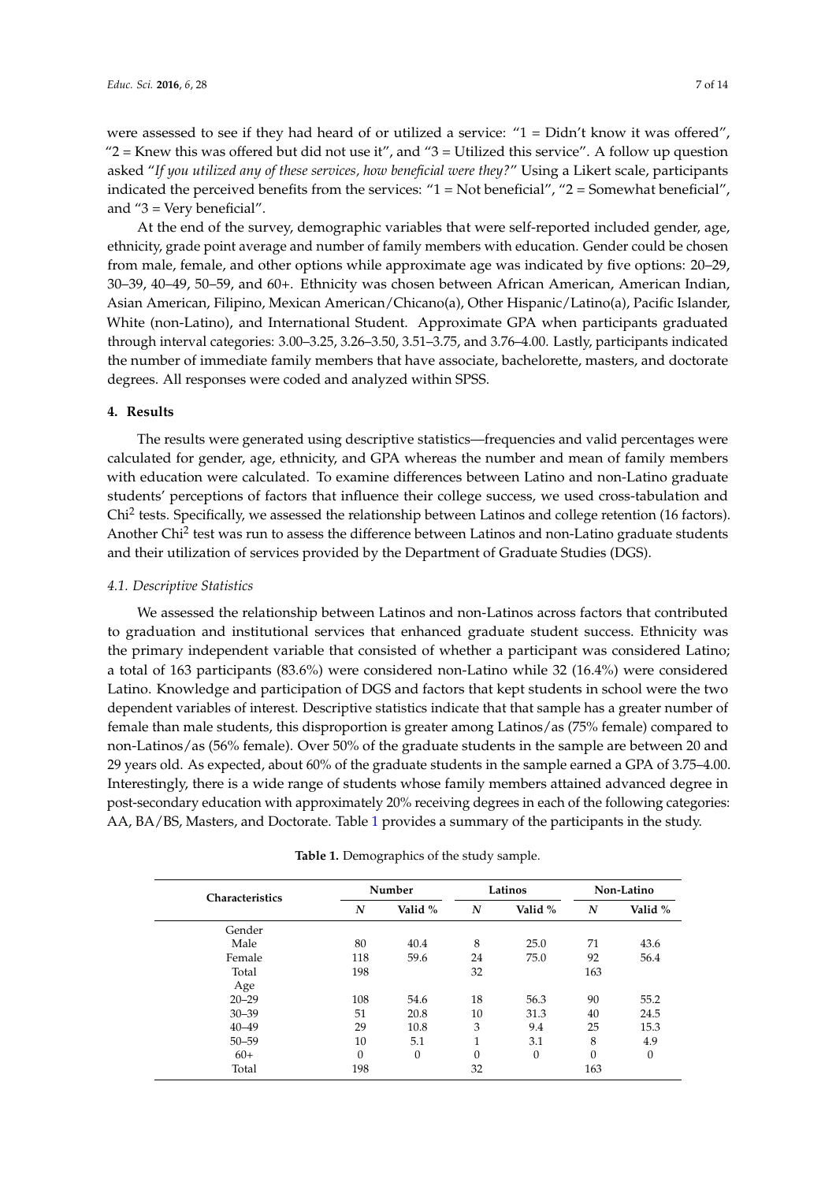were assessed to see if they had heard of or utilized a service: "1 = Didn't know it was offered", "2 = Knew this was offered but did not use it", and "3 = Utilized this service". A follow up question asked "*If you utilized any of these services, how beneficial were they?*" Using a Likert scale, participants indicated the perceived benefits from the services: "1 = Not beneficial", "2 = Somewhat beneficial", and "3 = Very beneficial".

At the end of the survey, demographic variables that were self-reported included gender, age, ethnicity, grade point average and number of family members with education. Gender could be chosen from male, female, and other options while approximate age was indicated by five options: 20–29, 30–39, 40–49, 50–59, and 60+. Ethnicity was chosen between African American, American Indian, Asian American, Filipino, Mexican American/Chicano(a), Other Hispanic/Latino(a), Pacific Islander, White (non-Latino), and International Student. Approximate GPA when participants graduated through interval categories: 3.00–3.25, 3.26–3.50, 3.51–3.75, and 3.76–4.00. Lastly, participants indicated the number of immediate family members that have associate, bachelorette, masters, and doctorate degrees. All responses were coded and analyzed within SPSS.

## 4. Results

The results were generated using descriptive statistics—frequencies and valid percentages were calculated for gender, age, ethnicity, and GPA whereas the number and mean of family members with education were calculated. To examine differences between Latino and non-Latino graduate students' perceptions of factors that influence their college success, we used cross-tabulation and $Chi^2$ tests. Specifically, we assessed the relationship between Latinos and college retention (16 factors). Another $Chi^2$ test was run to assess the difference between Latinos and non-Latino graduate students and their utilization of services provided by the Department of Graduate Studies (DGS).

### *4.1. Descriptive Statistics*

We assessed the relationship between Latinos and non-Latinos across factors that contributed to graduation and institutional services that enhanced graduate student success. Ethnicity was the primary independent variable that consisted of whether a participant was considered Latino; a total of 163 participants (83.6%) were considered non-Latino while 32 (16.4%) were considered Latino. Knowledge and participation of DGS and factors that kept students in school were the two dependent variables of interest. Descriptive statistics indicate that that sample has a greater number of female than male students, this disproportion is greater among Latinos/as (75% female) compared to non-Latinos/as (56% female). Over 50% of the graduate students in the sample are between 20 and 29 years old. As expected, about 60% of the graduate students in the sample earned a GPA of 3.75–4.00. Interestingly, there is a wide range of students whose family members attained advanced degree in post-secondary education with approximately 20% receiving degrees in each of the following categories: AA, BA/BS, Masters, and Doctorate. Table 1 provides a summary of the participants in the study.

**Table 1.** Demographics of the study sample.

| Characteristics | Number | | Latinos | | Non-Latino | |
|---|---|---|---|---|---|---|
| | *N* | Valid % | *N* | Valid % | *N* | Valid % |
| Gender | | | | | | |
| Male | 80 | 40.4 | 8 | 25.0 | 71 | 43.6 |
| Female | 118 | 59.6 | 24 | 75.0 | 92 | 56.4 |
| Total | 198 | | 32 | | 163 | |
| Age | | | | | | |
| 20–29 | 108 | 54.6 | 18 | 56.3 | 90 | 55.2 |
| 30–39 | 51 | 20.8 | 10 | 31.3 | 40 | 24.5 |
| 40–49 | 29 | 10.8 | 3 | 9.4 | 25 | 15.3 |
| 50–59 | 10 | 5.1 | 1 | 3.1 | 8 | 4.9 |
| 60+ | 0 | 0 | 0 | 0 | 0 | 0 |
| Total | 198 | | 32 | | 163 | |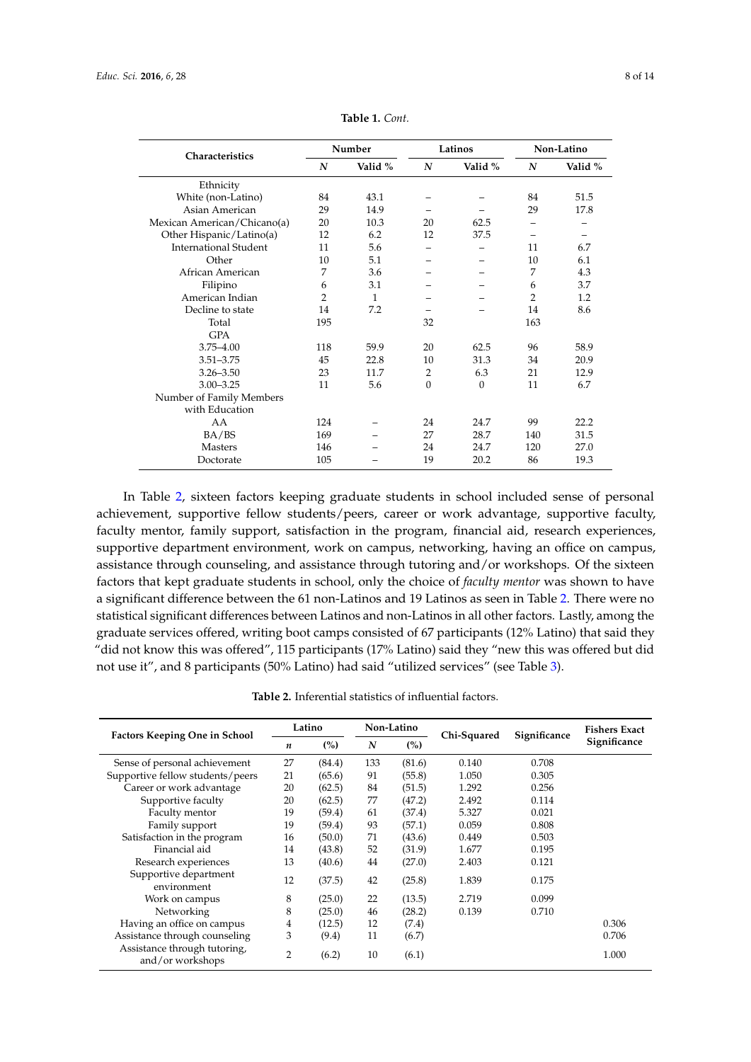**Table 1.** *Cont.*

| Characteristics | Number | | Latinos | | Non-Latino | |
|---|---|---|---|---|---|---|
| | *N* | Valid % | *N* | Valid % | *N* | Valid % |
| Ethnicity | | | | | | |
| White (non-Latino) | 84 | 43.1 | – | – | 84 | 51.5 |
| Asian American | 29 | 14.9 | – | – | 29 | 17.8 |
| Mexican American/Chicano(a) | 20 | 10.3 | 20 | 62.5 | – | – |
| Other Hispanic/Latino(a) | 12 | 6.2 | 12 | 37.5 | – | – |
| International Student | 11 | 5.6 | – | – | 11 | 6.7 |
| Other | 10 | 5.1 | – | – | 10 | 6.1 |
| African American | 7 | 3.6 | – | – | 7 | 4.3 |
| Filipino | 6 | 3.1 | – | – | 6 | 3.7 |
| American Indian | 2 | 1 | – | – | 2 | 1.2 |
| Decline to state | 14 | 7.2 | – | – | 14 | 8.6 |
| Total | 195 | | 32 | | 163 | |
| GPA | | | | | | |
| 3.75–4.00 | 118 | 59.9 | 20 | 62.5 | 96 | 58.9 |
| 3.51–3.75 | 45 | 22.8 | 10 | 31.3 | 34 | 20.9 |
| 3.26–3.50 | 23 | 11.7 | 2 | 6.3 | 21 | 12.9 |
| 3.00–3.25 | 11 | 5.6 | 0 | 0 | 11 | 6.7 |
| Number of Family Members with Education | | | | | | |
| AA | 124 | – | 24 | 24.7 | 99 | 22.2 |
| BA/BS | 169 | – | 27 | 28.7 | 140 | 31.5 |
| Masters | 146 | – | 24 | 24.7 | 120 | 27.0 |
| Doctorate | 105 | – | 19 | 20.2 | 86 | 19.3 |

In Table 2, sixteen factors keeping graduate students in school included sense of personal achievement, supportive fellow students/peers, career or work advantage, supportive faculty, faculty mentor, family support, satisfaction in the program, financial aid, research experiences, supportive department environment, work on campus, networking, having an office on campus, assistance through counseling, and assistance through tutoring and/or workshops. Of the sixteen factors that kept graduate students in school, only the choice of *faculty mentor* was shown to have a significant difference between the 61 non-Latinos and 19 Latinos as seen in Table 2. There were no statistical significant differences between Latinos and non-Latinos in all other factors. Lastly, among the graduate services offered, writing boot camps consisted of 67 participants (12% Latino) that said they "did not know this was offered", 115 participants (17% Latino) said they "new this was offered but did not use it", and 8 participants (50% Latino) had said "utilized services" (see Table 3).

**Table 2.** Inferential statistics of influential factors.

| Factors Keeping One in School | Latino | | Non-Latino | | Chi-Squared | Significance | Fishers Exact Significance |
|---|---|---|---|---|---|---|---|
| | *n* | (%) | *N* | (%) | | | |
| Sense of personal achievement | 27 | (84.4) | 133 | (81.6) | 0.140 | 0.708 | |
| Supportive fellow students/peers | 21 | (65.6) | 91 | (55.8) | 1.050 | 0.305 | |
| Career or work advantage | 20 | (62.5) | 84 | (51.5) | 1.292 | 0.256 | |
| Supportive faculty | 20 | (62.5) | 77 | (47.2) | 2.492 | 0.114 | |
| Faculty mentor | 19 | (59.4) | 61 | (37.4) | 5.327 | 0.021 | |
| Family support | 19 | (59.4) | 93 | (57.1) | 0.059 | 0.808 | |
| Satisfaction in the program | 16 | (50.0) | 71 | (43.6) | 0.449 | 0.503 | |
| Financial aid | 14 | (43.8) | 52 | (31.9) | 1.677 | 0.195 | |
| Research experiences | 13 | (40.6) | 44 | (27.0) | 2.403 | 0.121 | |
| Supportive department environment | 12 | (37.5) | 42 | (25.8) | 1.839 | 0.175 | |
| Work on campus | 8 | (25.0) | 22 | (13.5) | 2.719 | 0.099 | |
| Networking | 8 | (25.0) | 46 | (28.2) | 0.139 | 0.710 | |
| Having an office on campus | 4 | (12.5) | 12 | (7.4) | | | 0.306 |
| Assistance through counseling | 3 | (9.4) | 11 | (6.7) | | | 0.706 |
| Assistance through tutoring, and/or workshops | 2 | (6.2) | 10 | (6.1) | | | 1.000 |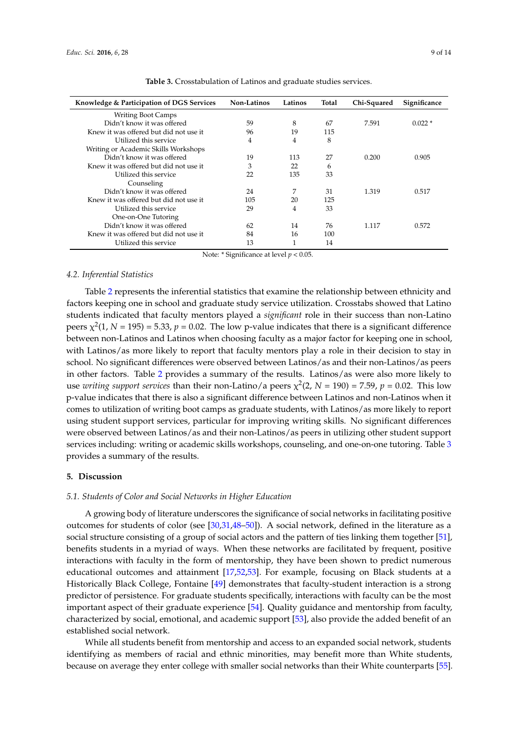**Table 3.** Crosstabulation of Latinos and graduate studies services.

| Knowledge & Participation of DGS Services | Non-Latinos | Latinos | Total | Chi-Squared | Significance |
|---|---|---|---|---|---|
| Writing Boot Camps | | | | | |
| Didn't know it was offered | 59 | 8 | 67 | 7.591 | 0.022 * |
| Knew it was offered but did not use it | 96 | 19 | 115 | | |
| Utilized this service | 4 | 4 | 8 | | |
| Writing or Academic Skills Workshops | | | | | |
| Didn't know it was offered | 19 | 113 | 27 | 0.200 | 0.905 |
| Knew it was offered but did not use it | 3 | 22 | 6 | | |
| Utilized this service | 22 | 135 | 33 | | |
| Counseling | | | | | |
| Didn't know it was offered | 24 | 7 | 31 | 1.319 | 0.517 |
| Knew it was offered but did not use it | 105 | 20 | 125 | | |
| Utilized this service | 29 | 4 | 33 | | |
| One-on-One Tutoring | | | | | |
| Didn't know it was offered | 62 | 14 | 76 | 1.117 | 0.572 |
| Knew it was offered but did not use it | 84 | 16 | 100 | | |
| Utilized this service | 13 | 1 | 14 | | |

Note: * Significance at level $p < 0.05$.

### *4.2. Inferential Statistics*

Table 2 represents the inferential statistics that examine the relationship between ethnicity and factors keeping one in school and graduate study service utilization. Crosstabs showed that Latino students indicated that faculty mentors played a *significant* role in their success than non-Latino peers $\chi^2(1, N = 195) = 5.33$, $p = 0.02$. The low p-value indicates that there is a significant difference between non-Latinos and Latinos when choosing faculty as a major factor for keeping one in school, with Latinos/as more likely to report that faculty mentors play a role in their decision to stay in school. No significant differences were observed between Latinos/as and their non-Latinos/as peers in other factors. Table 2 provides a summary of the results. Latinos/as were also more likely to use *writing support services* than their non-Latino/a peers $\chi^2(2, N = 190) = 7.59$, $p = 0.02$. This low p-value indicates that there is also a significant difference between Latinos and non-Latinos when it comes to utilization of writing boot camps as graduate students, with Latinos/as more likely to report using student support services, particular for improving writing skills. No significant differences were observed between Latinos/as and their non-Latinos/as peers in utilizing other student support services including: writing or academic skills workshops, counseling, and one-on-one tutoring. Table 3 provides a summary of the results.

## 5. Discussion

### *5.1. Students of Color and Social Networks in Higher Education*

A growing body of literature underscores the significance of social networks in facilitating positive outcomes for students of color (see [30,31,48–50]). A social network, defined in the literature as a social structure consisting of a group of social actors and the pattern of ties linking them together [51], benefits students in a myriad of ways. When these networks are facilitated by frequent, positive interactions with faculty in the form of mentorship, they have been shown to predict numerous educational outcomes and attainment [17,52,53]. For example, focusing on Black students at a Historically Black College, Fontaine [49] demonstrates that faculty-student interaction is a strong predictor of persistence. For graduate students specifically, interactions with faculty can be the most important aspect of their graduate experience [54]. Quality guidance and mentorship from faculty, characterized by social, emotional, and academic support [53], also provide the added benefit of an established social network.

While all students benefit from mentorship and access to an expanded social network, students identifying as members of racial and ethnic minorities, may benefit more than White students, because on average they enter college with smaller social networks than their White counterparts [55].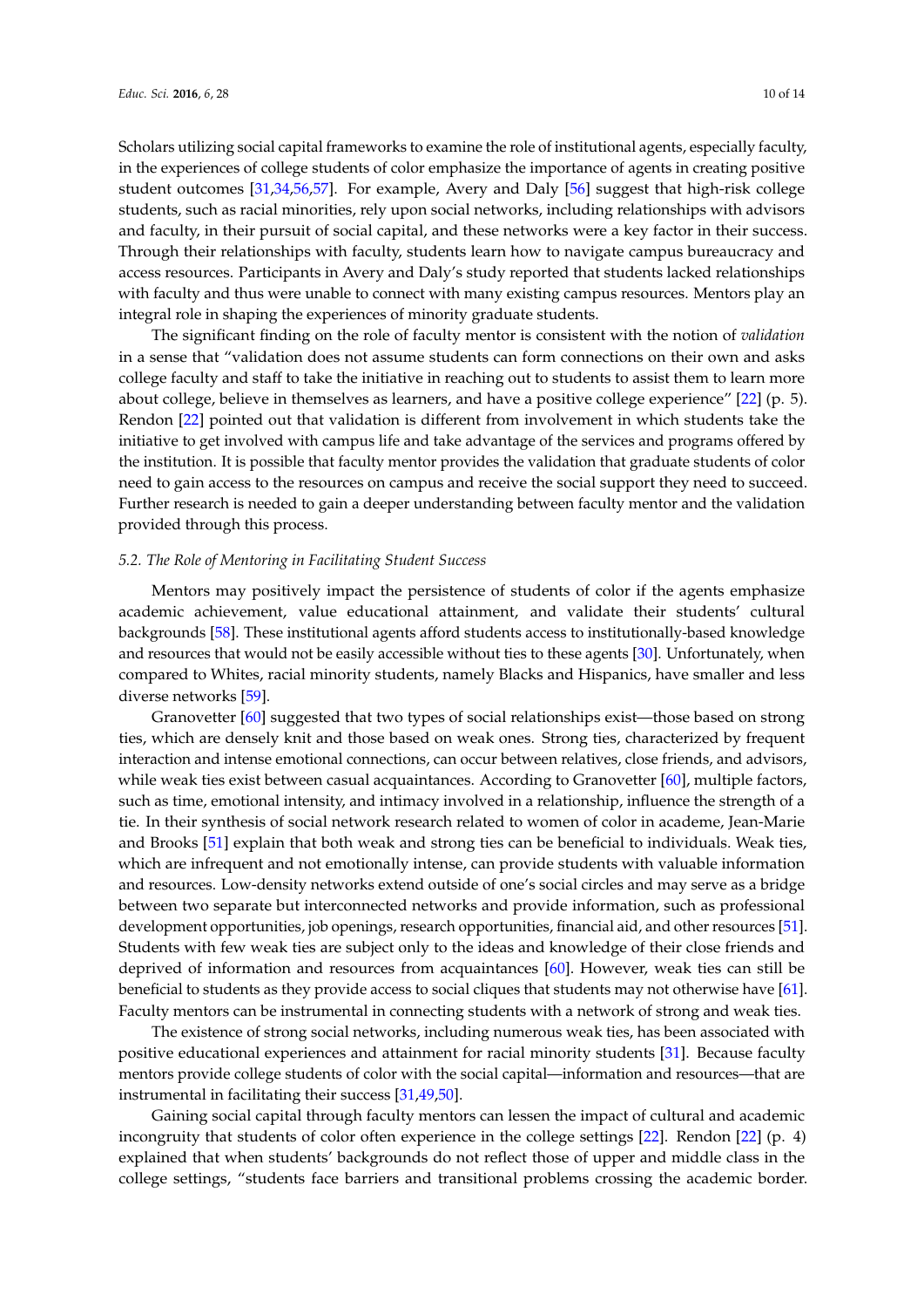Scholars utilizing social capital frameworks to examine the role of institutional agents, especially faculty, in the experiences of college students of color emphasize the importance of agents in creating positive student outcomes [31,34,56,57]. For example, Avery and Daly [56] suggest that high-risk college students, such as racial minorities, rely upon social networks, including relationships with advisors and faculty, in their pursuit of social capital, and these networks were a key factor in their success. Through their relationships with faculty, students learn how to navigate campus bureaucracy and access resources. Participants in Avery and Daly's study reported that students lacked relationships with faculty and thus were unable to connect with many existing campus resources. Mentors play an integral role in shaping the experiences of minority graduate students.

The significant finding on the role of faculty mentor is consistent with the notion of *validation* in a sense that "validation does not assume students can form connections on their own and asks college faculty and staff to take the initiative in reaching out to students to assist them to learn more about college, believe in themselves as learners, and have a positive college experience" [22] (p. 5). Rendon [22] pointed out that validation is different from involvement in which students take the initiative to get involved with campus life and take advantage of the services and programs offered by the institution. It is possible that faculty mentor provides the validation that graduate students of color need to gain access to the resources on campus and receive the social support they need to succeed. Further research is needed to gain a deeper understanding between faculty mentor and the validation provided through this process.

### *5.2. The Role of Mentoring in Facilitating Student Success*

Mentors may positively impact the persistence of students of color if the agents emphasize academic achievement, value educational attainment, and validate their students' cultural backgrounds [58]. These institutional agents afford students access to institutionally-based knowledge and resources that would not be easily accessible without ties to these agents [30]. Unfortunately, when compared to Whites, racial minority students, namely Blacks and Hispanics, have smaller and less diverse networks [59].

Granovetter [60] suggested that two types of social relationships exist—those based on strong ties, which are densely knit and those based on weak ones. Strong ties, characterized by frequent interaction and intense emotional connections, can occur between relatives, close friends, and advisors, while weak ties exist between casual acquaintances. According to Granovetter [60], multiple factors, such as time, emotional intensity, and intimacy involved in a relationship, influence the strength of a tie. In their synthesis of social network research related to women of color in academe, Jean-Marie and Brooks [51] explain that both weak and strong ties can be beneficial to individuals. Weak ties, which are infrequent and not emotionally intense, can provide students with valuable information and resources. Low-density networks extend outside of one's social circles and may serve as a bridge between two separate but interconnected networks and provide information, such as professional development opportunities, job openings, research opportunities, financial aid, and other resources [51]. Students with few weak ties are subject only to the ideas and knowledge of their close friends and deprived of information and resources from acquaintances [60]. However, weak ties can still be beneficial to students as they provide access to social cliques that students may not otherwise have [61]. Faculty mentors can be instrumental in connecting students with a network of strong and weak ties.

The existence of strong social networks, including numerous weak ties, has been associated with positive educational experiences and attainment for racial minority students [31]. Because faculty mentors provide college students of color with the social capital—information and resources—that are instrumental in facilitating their success [31,49,50].

Gaining social capital through faculty mentors can lessen the impact of cultural and academic incongruity that students of color often experience in the college settings [22]. Rendon [22] (p. 4) explained that when students' backgrounds do not reflect those of upper and middle class in the college settings, "students face barriers and transitional problems crossing the academic border.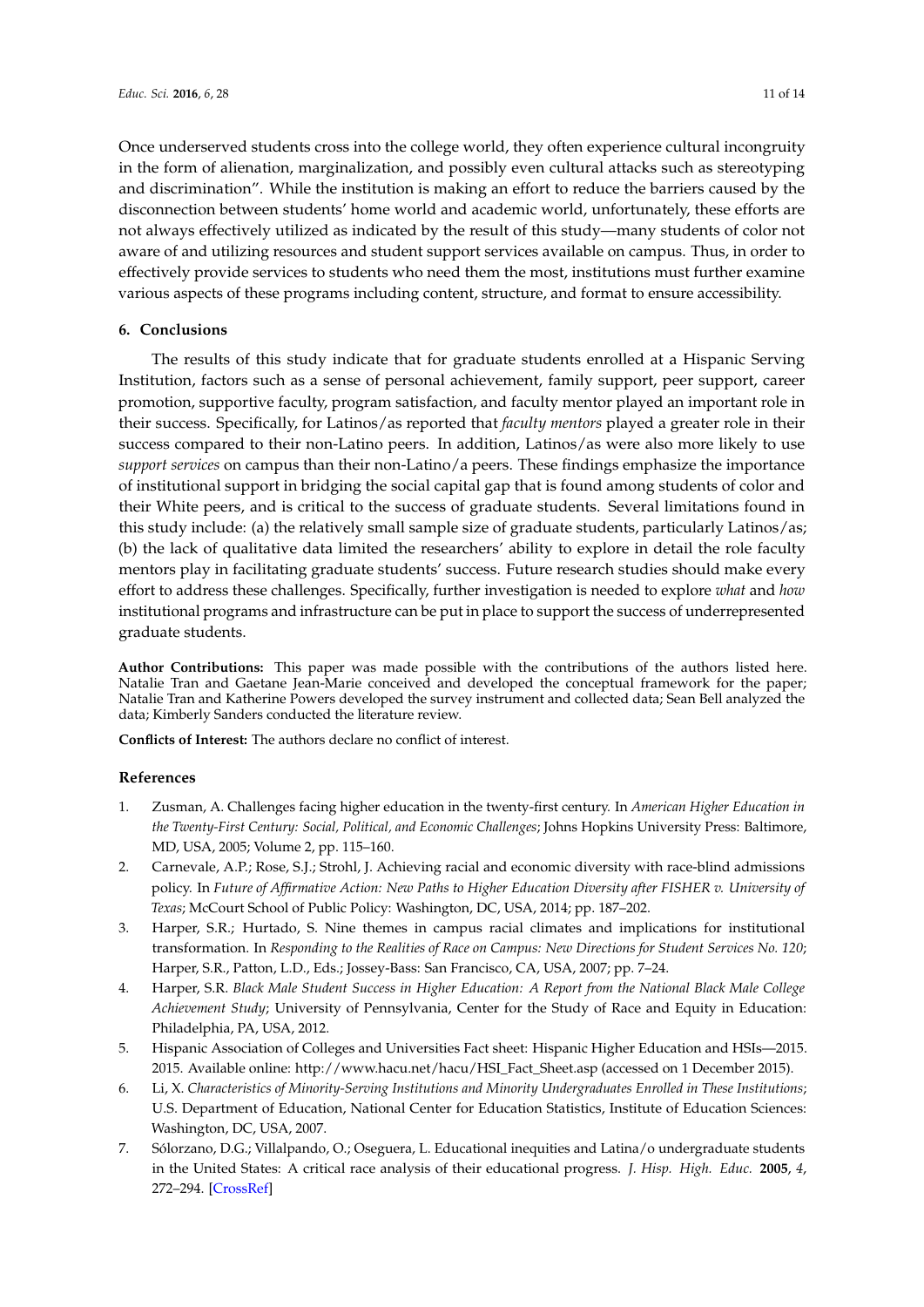Once underserved students cross into the college world, they often experience cultural incongruity in the form of alienation, marginalization, and possibly even cultural attacks such as stereotyping and discrimination". While the institution is making an effort to reduce the barriers caused by the disconnection between students' home world and academic world, unfortunately, these efforts are not always effectively utilized as indicated by the result of this study—many students of color not aware of and utilizing resources and student support services available on campus. Thus, in order to effectively provide services to students who need them the most, institutions must further examine various aspects of these programs including content, structure, and format to ensure accessibility.

## 6. Conclusions

The results of this study indicate that for graduate students enrolled at a Hispanic Serving Institution, factors such as a sense of personal achievement, family support, peer support, career promotion, supportive faculty, program satisfaction, and faculty mentor played an important role in their success. Specifically, for Latinos/as reported that *faculty mentors* played a greater role in their success compared to their non-Latino peers. In addition, Latinos/as were also more likely to use *support services* on campus than their non-Latino/a peers. These findings emphasize the importance of institutional support in bridging the social capital gap that is found among students of color and their White peers, and is critical to the success of graduate students. Several limitations found in this study include: (a) the relatively small sample size of graduate students, particularly Latinos/as; (b) the lack of qualitative data limited the researchers' ability to explore in detail the role faculty mentors play in facilitating graduate students' success. Future research studies should make every effort to address these challenges. Specifically, further investigation is needed to explore *what* and *how* institutional programs and infrastructure can be put in place to support the success of underrepresented graduate students.

**Author Contributions:** This paper was made possible with the contributions of the authors listed here. Natalie Tran and Gaetane Jean-Marie conceived and developed the conceptual framework for the paper; Natalie Tran and Katherine Powers developed the survey instrument and collected data; Sean Bell analyzed the data; Kimberly Sanders conducted the literature review.

**Conflicts of Interest:** The authors declare no conflict of interest.

## References

1. Zusman, A. Challenges facing higher education in the twenty-first century. In *American Higher Education in the Twenty-First Century: Social, Political, and Economic Challenges*; Johns Hopkins University Press: Baltimore, MD, USA, 2005; Volume 2, pp. 115–160.
2. Carnevale, A.P.; Rose, S.J.; Strohl, J. Achieving racial and economic diversity with race-blind admissions policy. In *Future of Affirmative Action: New Paths to Higher Education Diversity after FISHER v. University of Texas*; McCourt School of Public Policy: Washington, DC, USA, 2014; pp. 187–202.
3. Harper, S.R.; Hurtado, S. Nine themes in campus racial climates and implications for institutional transformation. In *Responding to the Realities of Race on Campus: New Directions for Student Services No. 120*; Harper, S.R., Patton, L.D., Eds.; Jossey-Bass: San Francisco, CA, USA, 2007; pp. 7–24.
4. Harper, S.R. *Black Male Student Success in Higher Education: A Report from the National Black Male College Achievement Study*; University of Pennsylvania, Center for the Study of Race and Equity in Education: Philadelphia, PA, USA, 2012.
5. Hispanic Association of Colleges and Universities Fact sheet: Hispanic Higher Education and HSIs—2015. 2015. Available online: http://www.hacu.net/hacu/HSI_Fact_Sheet.asp (accessed on 1 December 2015).
6. Li, X. *Characteristics of Minority-Serving Institutions and Minority Undergraduates Enrolled in These Institutions*; U.S. Department of Education, National Center for Education Statistics, Institute of Education Sciences: Washington, DC, USA, 2007.
7. Sólorzano, D.G.; Villalpando, O.; Oseguera, L. Educational inequities and Latina/o undergraduate students in the United States: A critical race analysis of their educational progress. *J. Hisp. High. Educ.* **2005**, *4*, 272–294. [CrossRef]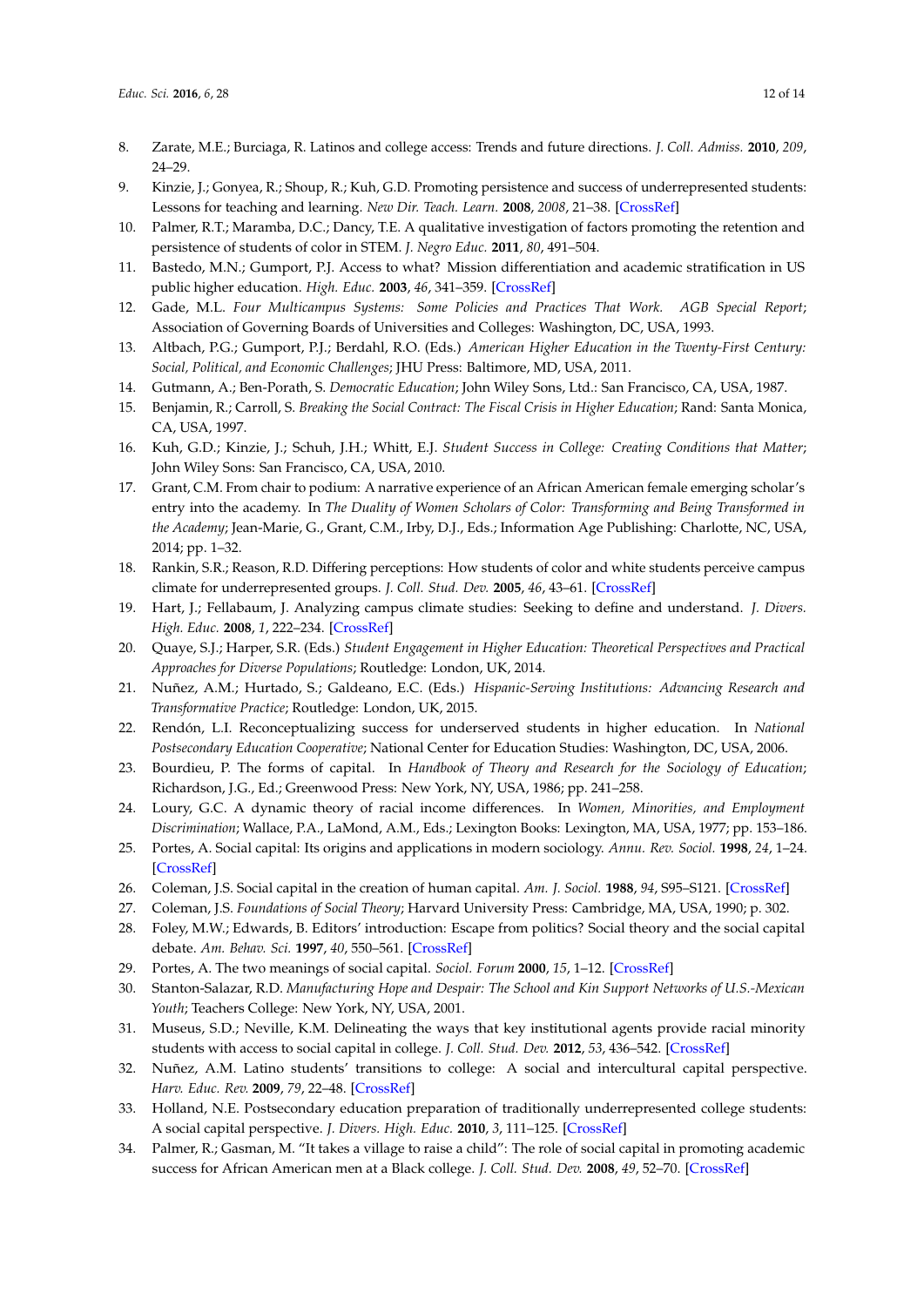8. Zarate, M.E.; Burciaga, R. Latinos and college access: Trends and future directions. *J. Coll. Admiss.* **2010**, *209*, 24–29.
9. Kinzie, J.; Gonyea, R.; Shoup, R.; Kuh, G.D. Promoting persistence and success of underrepresented students: Lessons for teaching and learning. *New Dir. Teach. Learn.* **2008**, *2008*, 21–38. [CrossRef]
10. Palmer, R.T.; Maramba, D.C.; Dancy, T.E. A qualitative investigation of factors promoting the retention and persistence of students of color in STEM. *J. Negro Educ.* **2011**, *80*, 491–504.
11. Bastedo, M.N.; Gumport, P.J. Access to what? Mission differentiation and academic stratification in US public higher education. *High. Educ.* **2003**, *46*, 341–359. [CrossRef]
12. Gade, M.L. *Four Multicampus Systems: Some Policies and Practices That Work. AGB Special Report*; Association of Governing Boards of Universities and Colleges: Washington, DC, USA, 1993.
13. Altbach, P.G.; Gumport, P.J.; Berdahl, R.O. (Eds.) *American Higher Education in the Twenty-First Century: Social, Political, and Economic Challenges*; JHU Press: Baltimore, MD, USA, 2011.
14. Gutmann, A.; Ben-Porath, S. *Democratic Education*; John Wiley Sons, Ltd.: San Francisco, CA, USA, 1987.
15. Benjamin, R.; Carroll, S. *Breaking the Social Contract: The Fiscal Crisis in Higher Education*; Rand: Santa Monica, CA, USA, 1997.
16. Kuh, G.D.; Kinzie, J.; Schuh, J.H.; Whitt, E.J. *Student Success in College: Creating Conditions that Matter*; John Wiley Sons: San Francisco, CA, USA, 2010.
17. Grant, C.M. From chair to podium: A narrative experience of an African American female emerging scholar's entry into the academy. In *The Duality of Women Scholars of Color: Transforming and Being Transformed in the Academy*; Jean-Marie, G., Grant, C.M., Irby, D.J., Eds.; Information Age Publishing: Charlotte, NC, USA, 2014; pp. 1–32.
18. Rankin, S.R.; Reason, R.D. Differing perceptions: How students of color and white students perceive campus climate for underrepresented groups. *J. Coll. Stud. Dev.* **2005**, *46*, 43–61. [CrossRef]
19. Hart, J.; Fellabaum, J. Analyzing campus climate studies: Seeking to define and understand. *J. Divers. High. Educ.* **2008**, *1*, 222–234. [CrossRef]
20. Quaye, S.J.; Harper, S.R. (Eds.) *Student Engagement in Higher Education: Theoretical Perspectives and Practical Approaches for Diverse Populations*; Routledge: London, UK, 2014.
21. Nuñez, A.M.; Hurtado, S.; Galdeano, E.C. (Eds.) *Hispanic-Serving Institutions: Advancing Research and Transformative Practice*; Routledge: London, UK, 2015.
22. Rendón, L.I. Reconceptualizing success for underserved students in higher education. In *National Postsecondary Education Cooperative*; National Center for Education Studies: Washington, DC, USA, 2006.
23. Bourdieu, P. The forms of capital. In *Handbook of Theory and Research for the Sociology of Education*; Richardson, J.G., Ed.; Greenwood Press: New York, NY, USA, 1986; pp. 241–258.
24. Loury, G.C. A dynamic theory of racial income differences. In *Women, Minorities, and Employment Discrimination*; Wallace, P.A., LaMond, A.M., Eds.; Lexington Books: Lexington, MA, USA, 1977; pp. 153–186.
25. Portes, A. Social capital: Its origins and applications in modern sociology. *Annu. Rev. Sociol.* **1998**, *24*, 1–24. [CrossRef]
26. Coleman, J.S. Social capital in the creation of human capital. *Am. J. Sociol.* **1988**, *94*, S95–S121. [CrossRef]
27. Coleman, J.S. *Foundations of Social Theory*; Harvard University Press: Cambridge, MA, USA, 1990; p. 302.
28. Foley, M.W.; Edwards, B. Editors' introduction: Escape from politics? Social theory and the social capital debate. *Am. Behav. Sci.* **1997**, *40*, 550–561. [CrossRef]
29. Portes, A. The two meanings of social capital. *Sociol. Forum* **2000**, *15*, 1–12. [CrossRef]
30. Stanton-Salazar, R.D. *Manufacturing Hope and Despair: The School and Kin Support Networks of U.S.-Mexican Youth*; Teachers College: New York, NY, USA, 2001.
31. Museus, S.D.; Neville, K.M. Delineating the ways that key institutional agents provide racial minority students with access to social capital in college. *J. Coll. Stud. Dev.* **2012**, *53*, 436–542. [CrossRef]
32. Nuñez, A.M. Latino students' transitions to college: A social and intercultural capital perspective. *Harv. Educ. Rev.* **2009**, *79*, 22–48. [CrossRef]
33. Holland, N.E. Postsecondary education preparation of traditionally underrepresented college students: A social capital perspective. *J. Divers. High. Educ.* **2010**, *3*, 111–125. [CrossRef]
34. Palmer, R.; Gasman, M. "It takes a village to raise a child": The role of social capital in promoting academic success for African American men at a Black college. *J. Coll. Stud. Dev.* **2008**, *49*, 52–70. [CrossRef]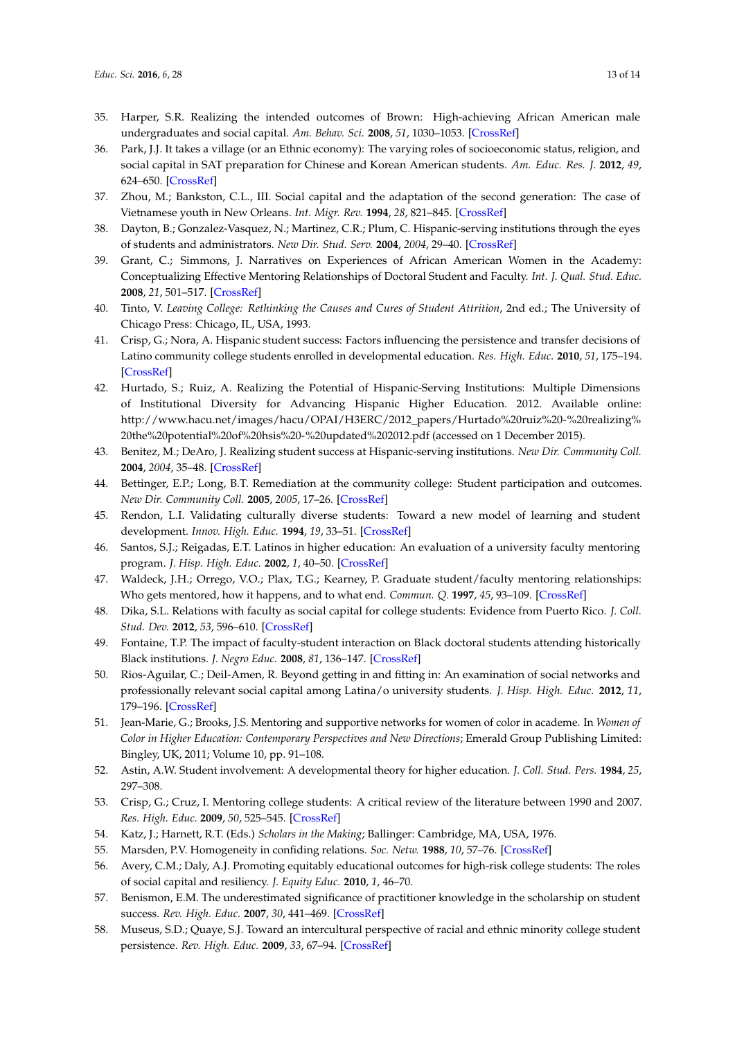35. Harper, S.R. Realizing the intended outcomes of Brown: High-achieving African American male undergraduates and social capital. *Am. Behav. Sci.* **2008**, *51*, 1030–1053. [CrossRef]
36. Park, J.J. It takes a village (or an Ethnic economy): The varying roles of socioeconomic status, religion, and social capital in SAT preparation for Chinese and Korean American students. *Am. Educ. Res. J.* **2012**, *49*, 624–650. [CrossRef]
37. Zhou, M.; Bankston, C.L., III. Social capital and the adaptation of the second generation: The case of Vietnamese youth in New Orleans. *Int. Migr. Rev.* **1994**, *28*, 821–845. [CrossRef]
38. Dayton, B.; Gonzalez-Vasquez, N.; Martinez, C.R.; Plum, C. Hispanic-serving institutions through the eyes of students and administrators. *New Dir. Stud. Serv.* **2004**, *2004*, 29–40. [CrossRef]
39. Grant, C.; Simmons, J. Narratives on Experiences of African American Women in the Academy: Conceptualizing Effective Mentoring Relationships of Doctoral Student and Faculty. *Int. J. Qual. Stud. Educ.* **2008**, *21*, 501–517. [CrossRef]
40. Tinto, V. *Leaving College: Rethinking the Causes and Cures of Student Attrition*, 2nd ed.; The University of Chicago Press: Chicago, IL, USA, 1993.
41. Crisp, G.; Nora, A. Hispanic student success: Factors influencing the persistence and transfer decisions of Latino community college students enrolled in developmental education. *Res. High. Educ.* **2010**, *51*, 175–194. [CrossRef]
42. Hurtado, S.; Ruiz, A. Realizing the Potential of Hispanic-Serving Institutions: Multiple Dimensions of Institutional Diversity for Advancing Hispanic Higher Education. 2012. Available online: http://www.hacu.net/images/hacu/OPAI/H3ERC/2012_papers/Hurtado%20ruiz%20-%20realizing%20the%20potential%20of%20hsis%20-%20updated%202012.pdf (accessed on 1 December 2015).
43. Benitez, M.; DeAro, J. Realizing student success at Hispanic-serving institutions. *New Dir. Community Coll.* **2004**, *2004*, 35–48. [CrossRef]
44. Bettinger, E.P.; Long, B.T. Remediation at the community college: Student participation and outcomes. *New Dir. Community Coll.* **2005**, *2005*, 17–26. [CrossRef]
45. Rendon, L.I. Validating culturally diverse students: Toward a new model of learning and student development. *Innov. High. Educ.* **1994**, *19*, 33–51. [CrossRef]
46. Santos, S.J.; Reigadas, E.T. Latinos in higher education: An evaluation of a university faculty mentoring program. *J. Hisp. High. Educ.* **2002**, *1*, 40–50. [CrossRef]
47. Waldeck, J.H.; Orrego, V.O.; Plax, T.G.; Kearney, P. Graduate student/faculty mentoring relationships: Who gets mentored, how it happens, and to what end. *Commun. Q.* **1997**, *45*, 93–109. [CrossRef]
48. Dika, S.L. Relations with faculty as social capital for college students: Evidence from Puerto Rico. *J. Coll. Stud. Dev.* **2012**, *53*, 596–610. [CrossRef]
49. Fontaine, T.P. The impact of faculty-student interaction on Black doctoral students attending historically Black institutions. *J. Negro Educ.* **2008**, *81*, 136–147. [CrossRef]
50. Rios-Aguilar, C.; Deil-Amen, R. Beyond getting in and fitting in: An examination of social networks and professionally relevant social capital among Latina/o university students. *J. Hisp. High. Educ.* **2012**, *11*, 179–196. [CrossRef]
51. Jean-Marie, G.; Brooks, J.S. Mentoring and supportive networks for women of color in academe. In *Women of Color in Higher Education: Contemporary Perspectives and New Directions*; Emerald Group Publishing Limited: Bingley, UK, 2011; Volume 10, pp. 91–108.
52. Astin, A.W. Student involvement: A developmental theory for higher education. *J. Coll. Stud. Pers.* **1984**, *25*, 297–308.
53. Crisp, G.; Cruz, I. Mentoring college students: A critical review of the literature between 1990 and 2007. *Res. High. Educ.* **2009**, *50*, 525–545. [CrossRef]
54. Katz, J.; Harnett, R.T. (Eds.) *Scholars in the Making*; Ballinger: Cambridge, MA, USA, 1976.
55. Marsden, P.V. Homogeneity in confiding relations. *Soc. Netw.* **1988**, *10*, 57–76. [CrossRef]
56. Avery, C.M.; Daly, A.J. Promoting equitably educational outcomes for high-risk college students: The roles of social capital and resiliency. *J. Equity Educ.* **2010**, *1*, 46–70.
57. Benismon, E.M. The underestimated significance of practitioner knowledge in the scholarship on student success. *Rev. High. Educ.* **2007**, *30*, 441–469. [CrossRef]
58. Museus, S.D.; Quaye, S.J. Toward an intercultural perspective of racial and ethnic minority college student persistence. *Rev. High. Educ.* **2009**, *33*, 67–94. [CrossRef]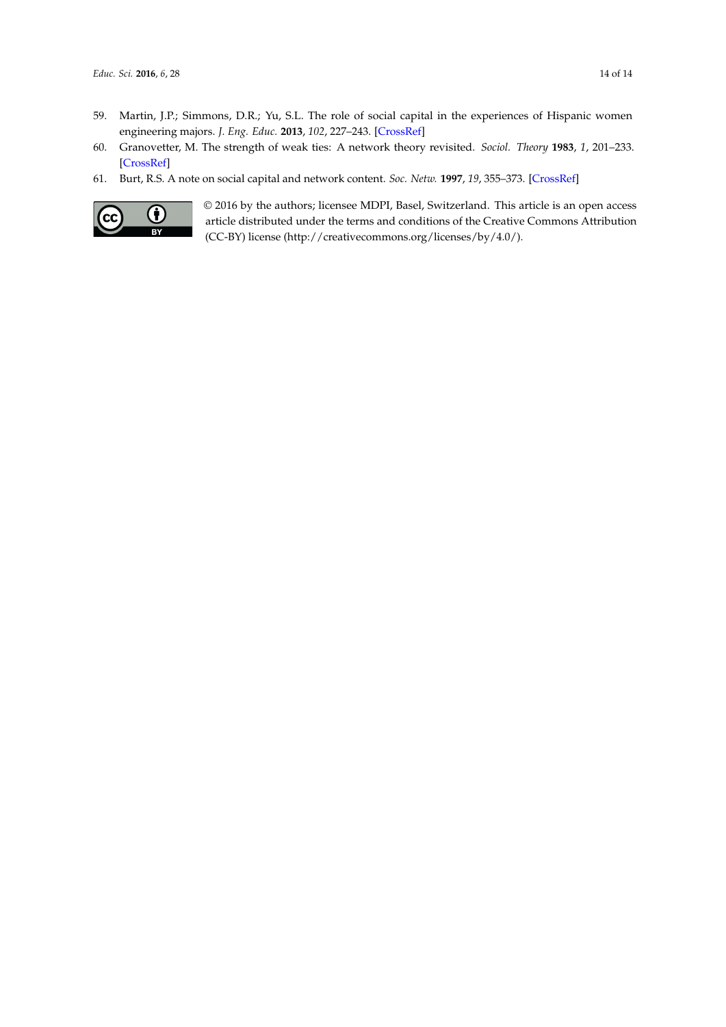59. Martin, J.P.; Simmons, D.R.; Yu, S.L. The role of social capital in the experiences of Hispanic women engineering majors. *J. Eng. Educ.* **2013**, *102*, 227–243. [CrossRef]
60. Granovetter, M. The strength of weak ties: A network theory revisited. *Sociol. Theory* **1983**, *1*, 201–233. [CrossRef]
61. Burt, R.S. A note on social capital and network content. *Soc. Netw.* **1997**, *19*, 355–373. [CrossRef]

© 2016 by the authors; licensee MDPI, Basel, Switzerland. This article is an open access article distributed under the terms and conditions of the Creative Commons Attribution (CC-BY) license (http://creativecommons.org/licenses/by/4.0/).